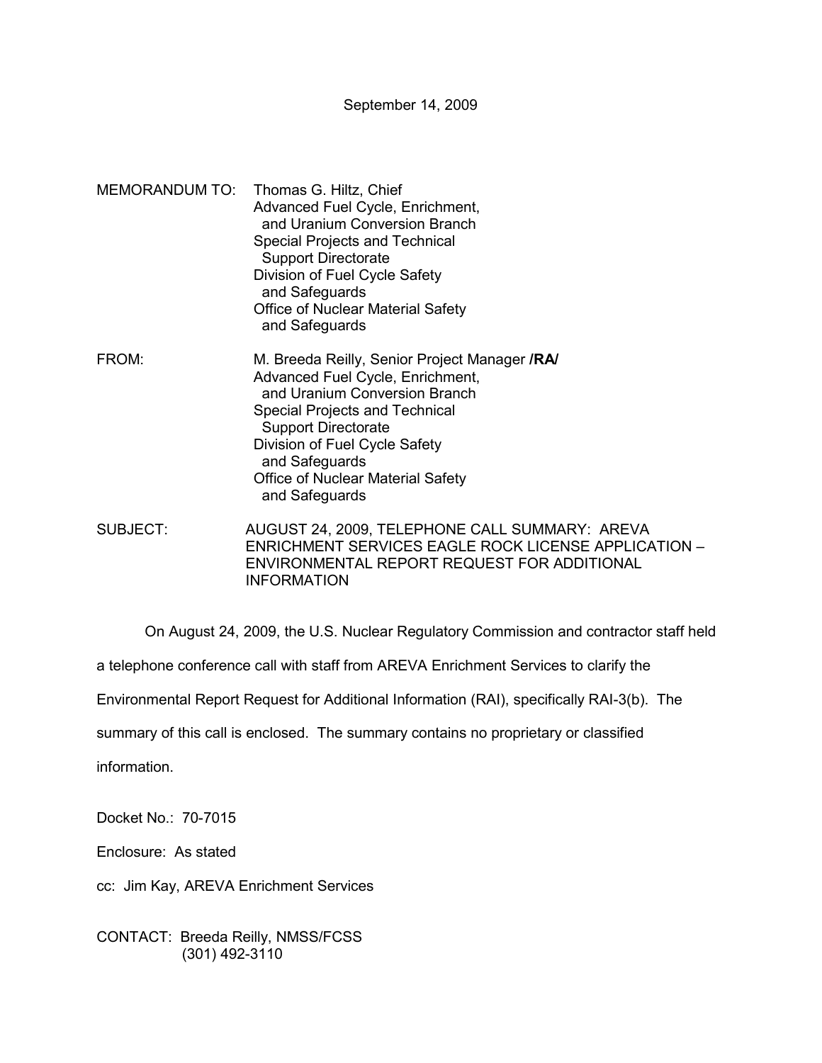September 14, 2009

MEMORANDUM TO: Thomas G. Hiltz, Chief
Advanced Fuel Cycle, Enrichment, and Uranium Conversion Branch
Special Projects and Technical Support Directorate
Division of Fuel Cycle Safety and Safeguards
Office of Nuclear Material Safety and Safeguards

FROM: M. Breeda Reilly, Senior Project Manager **/RA/**
Advanced Fuel Cycle, Enrichment, and Uranium Conversion Branch
Special Projects and Technical Support Directorate
Division of Fuel Cycle Safety and Safeguards
Office of Nuclear Material Safety and Safeguards

SUBJECT: AUGUST 24, 2009, TELEPHONE CALL SUMMARY: AREVA ENRICHMENT SERVICES EAGLE ROCK LICENSE APPLICATION – ENVIRONMENTAL REPORT REQUEST FOR ADDITIONAL INFORMATION

On August 24, 2009, the U.S. Nuclear Regulatory Commission and contractor staff held a telephone conference call with staff from AREVA Enrichment Services to clarify the Environmental Report Request for Additional Information (RAI), specifically RAI-3(b). The summary of this call is enclosed. The summary contains no proprietary or classified information.

Docket No.: 70-7015

Enclosure: As stated

cc: Jim Kay, AREVA Enrichment Services

CONTACT: Breeda Reilly, NMSS/FCSS
(301) 492-3110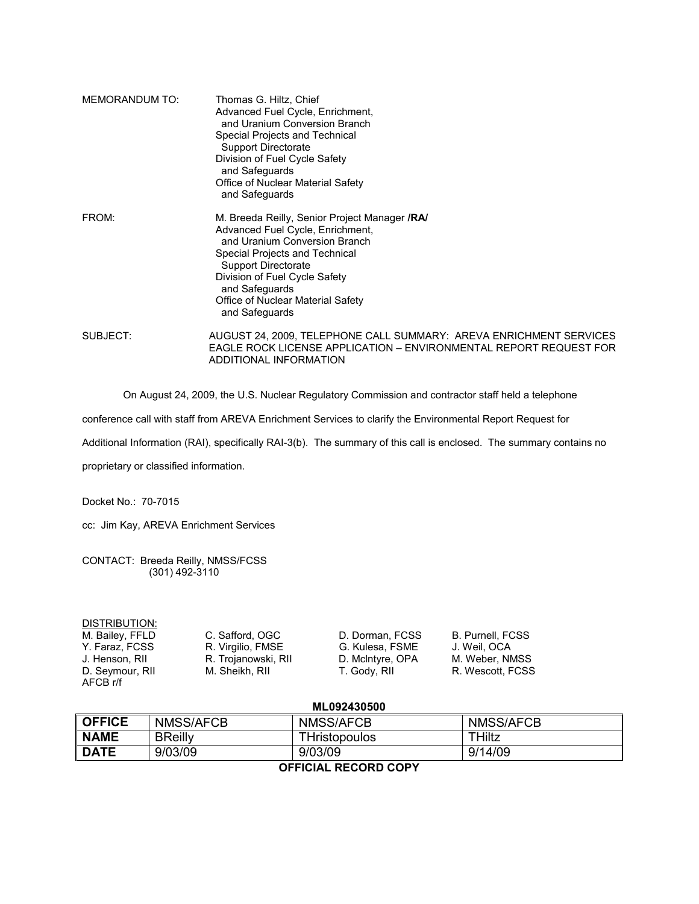MEMORANDUM TO: Thomas G. Hiltz, Chief
Advanced Fuel Cycle, Enrichment,
and Uranium Conversion Branch
Special Projects and Technical
Support Directorate
Division of Fuel Cycle Safety
and Safeguards
Office of Nuclear Material Safety
and Safeguards

FROM: M. Breeda Reilly, Senior Project Manager **/RA/**
Advanced Fuel Cycle, Enrichment,
and Uranium Conversion Branch
Special Projects and Technical
Support Directorate
Division of Fuel Cycle Safety
and Safeguards
Office of Nuclear Material Safety
and Safeguards

SUBJECT: AUGUST 24, 2009, TELEPHONE CALL SUMMARY: AREVA ENRICHMENT SERVICES EAGLE ROCK LICENSE APPLICATION – ENVIRONMENTAL REPORT REQUEST FOR ADDITIONAL INFORMATION

On August 24, 2009, the U.S. Nuclear Regulatory Commission and contractor staff held a telephone conference call with staff from AREVA Enrichment Services to clarify the Environmental Report Request for Additional Information (RAI), specifically RAI-3(b). The summary of this call is enclosed. The summary contains no proprietary or classified information.

Docket No.: 70-7015

cc: Jim Kay, AREVA Enrichment Services

CONTACT: Breeda Reilly, NMSS/FCSS
(301) 492-3110

DISTRIBUTION:

| | | | |
|---|---|---|---|
| M. Bailey, FFLD | C. Safford, OGC | D. Dorman, FCSS | B. Purnell, FCSS |
| Y. Faraz, FCSS | R. Virgilio, FMSE | G. Kulesa, FSME | J. Weil, OCA |
| J. Henson, RII | R. Trojanowski, RII | D. McIntyre, OPA | M. Weber, NMSS |
| D. Seymour, RII | M. Sheikh, RII | T. Gody, RII | R. Wescott, FCSS |
| AFCB r/f | | | |

**ML092430500**

| **OFFICE** | NMSS/AFCB | NMSS/AFCB | NMSS/AFCB |
|---|---|---|---|
| **NAME** | BReilly | THristopoulos | THiltz |
| **DATE** | 9/03/09 | 9/03/09 | 9/14/09 |

**OFFICIAL RECORD COPY**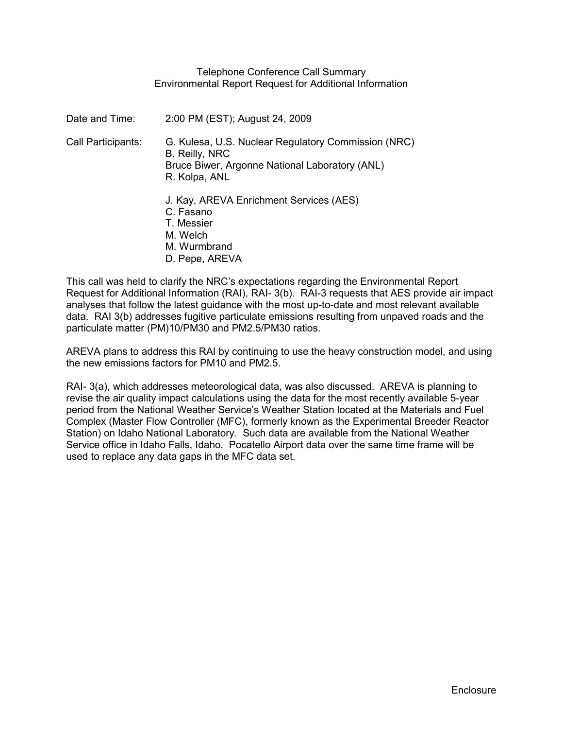Telephone Conference Call Summary
Environmental Report Request for Additional Information

Date and Time: 2:00 PM (EST); August 24, 2009

Call Participants: G. Kulesa, U.S. Nuclear Regulatory Commission (NRC)
B. Reilly, NRC
Bruce Biwer, Argonne National Laboratory (ANL)
R. Kolpa, ANL

J. Kay, AREVA Enrichment Services (AES)
C. Fasano
T. Messier
M. Welch
M. Wurmbrand
D. Pepe, AREVA

This call was held to clarify the NRC's expectations regarding the Environmental Report Request for Additional Information (RAI), RAI- 3(b). RAI-3 requests that AES provide air impact analyses that follow the latest guidance with the most up-to-date and most relevant available data. RAI 3(b) addresses fugitive particulate emissions resulting from unpaved roads and the particulate matter (PM)10/PM30 and PM2.5/PM30 ratios.

AREVA plans to address this RAI by continuing to use the heavy construction model, and using the new emissions factors for PM10 and PM2.5.

RAI- 3(a), which addresses meteorological data, was also discussed. AREVA is planning to revise the air quality impact calculations using the data for the most recently available 5-year period from the National Weather Service's Weather Station located at the Materials and Fuel Complex (Master Flow Controller (MFC), formerly known as the Experimental Breeder Reactor Station) on Idaho National Laboratory. Such data are available from the National Weather Service office in Idaho Falls, Idaho. Pocatello Airport data over the same time frame will be used to replace any data gaps in the MFC data set.

Enclosure